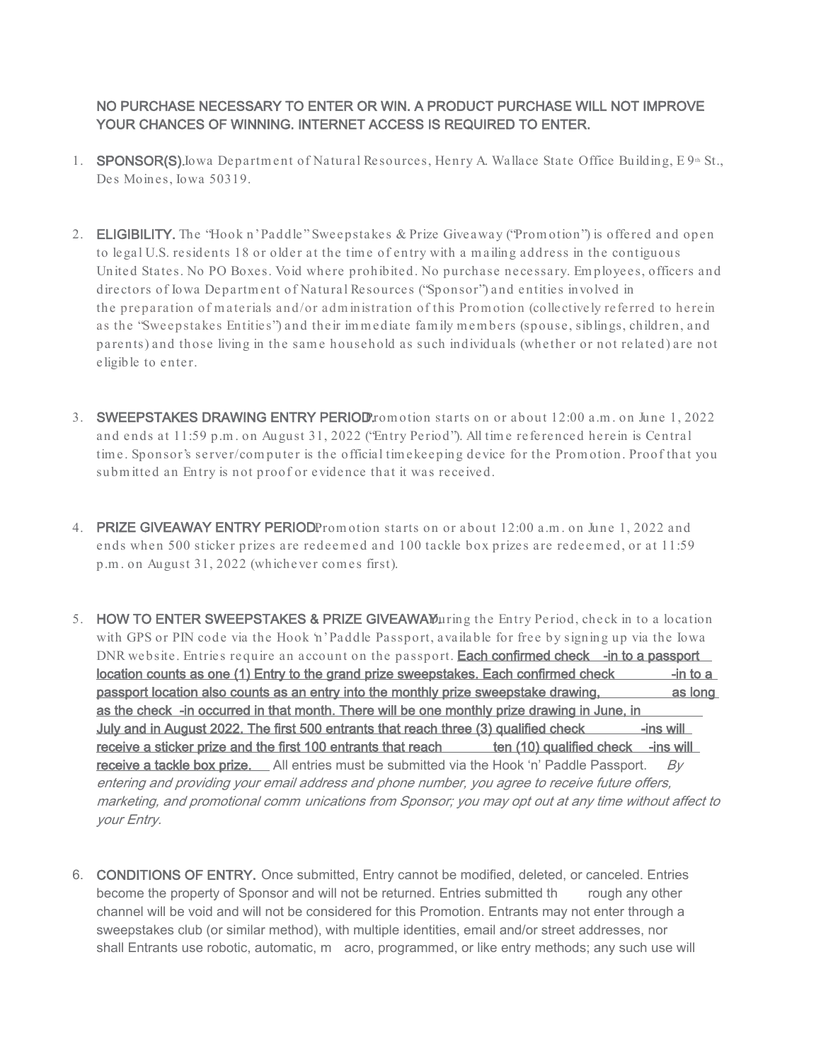**NO PURCHASE NECESSARY TO ENTER OR WIN. A PRODUCT PURCHASE WILL NOT IMPROVE YOUR CHANCES OF WINNING. INTERNET ACCESS IS REQUIRED TO ENTER.**

1. **SPONSOR(S).** Iowa Department of Natural Resources, Henry A. Wallace State Office Building, E 9th St., Des Moines, Iowa 50319.

2. **ELIGIBILITY.** The "Hook n' Paddle" Sweepstakes & Prize Giveaway ("Promotion") is offered and open to legal U.S. residents 18 or older at the time of entry with a mailing address in the contiguous United States. No PO Boxes. Void where prohibited. No purchase necessary. Employees, officers and directors of Iowa Department of Natural Resources ("Sponsor") and entities involved in the preparation of materials and/or administration of this Promotion (collectively referred to herein as the "Sweepstakes Entities") and their immediate family members (spouse, siblings, children, and parents) and those living in the same household as such individuals (whether or not related) are not eligible to enter.

3. **SWEEPSTAKES DRAWING ENTRY PERIOD.** Promotion starts on or about 12:00 a.m. on June 1, 2022 and ends at 11:59 p.m. on August 31, 2022 ("Entry Period"). All time referenced herein is Central time. Sponsor's server/computer is the official timekeeping device for the Promotion. Proof that you submitted an Entry is not proof or evidence that it was received.

4. **PRIZE GIVEAWAY ENTRY PERIOD.** Promotion starts on or about 12:00 a.m. on June 1, 2022 and ends when 500 sticker prizes are redeemed and 100 tackle box prizes are redeemed, or at 11:59 p.m. on August 31, 2022 (whichever comes first).

5. **HOW TO ENTER SWEEPSTAKES & PRIZE GIVEAWAY.** During the Entry Period, check in to a location with GPS or PIN code via the Hook 'n' Paddle Passport, available for free by signing up via the Iowa DNR website. Entries require an account on the passport. **Each confirmed check-in to a passport location counts as one (1) Entry to the grand prize sweepstakes. Each confirmed check-in to a passport location also counts as an entry into the monthly prize sweepstake drawing, as long as the check-in occurred in that month. There will be one monthly prize drawing in June, in July and in August 2022. The first 500 entrants that reach three (3) qualified check-ins will receive a sticker prize and the first 100 entrants that reach ten (10) qualified check-ins will receive a tackle box prize.** All entries must be submitted via the Hook 'n' Paddle Passport. *By entering and providing your email address and phone number, you agree to receive future offers, marketing, and promotional communications from Sponsor; you may opt out at any time without affect to your Entry.*

6. **CONDITIONS OF ENTRY.** Once submitted, Entry cannot be modified, deleted, or canceled. Entries become the property of Sponsor and will not be returned. Entries submitted through any other channel will be void and will not be considered for this Promotion. Entrants may not enter through a sweepstakes club (or similar method), with multiple identities, email and/or street addresses, nor shall Entrants use robotic, automatic, macro, programmed, or like entry methods; any such use will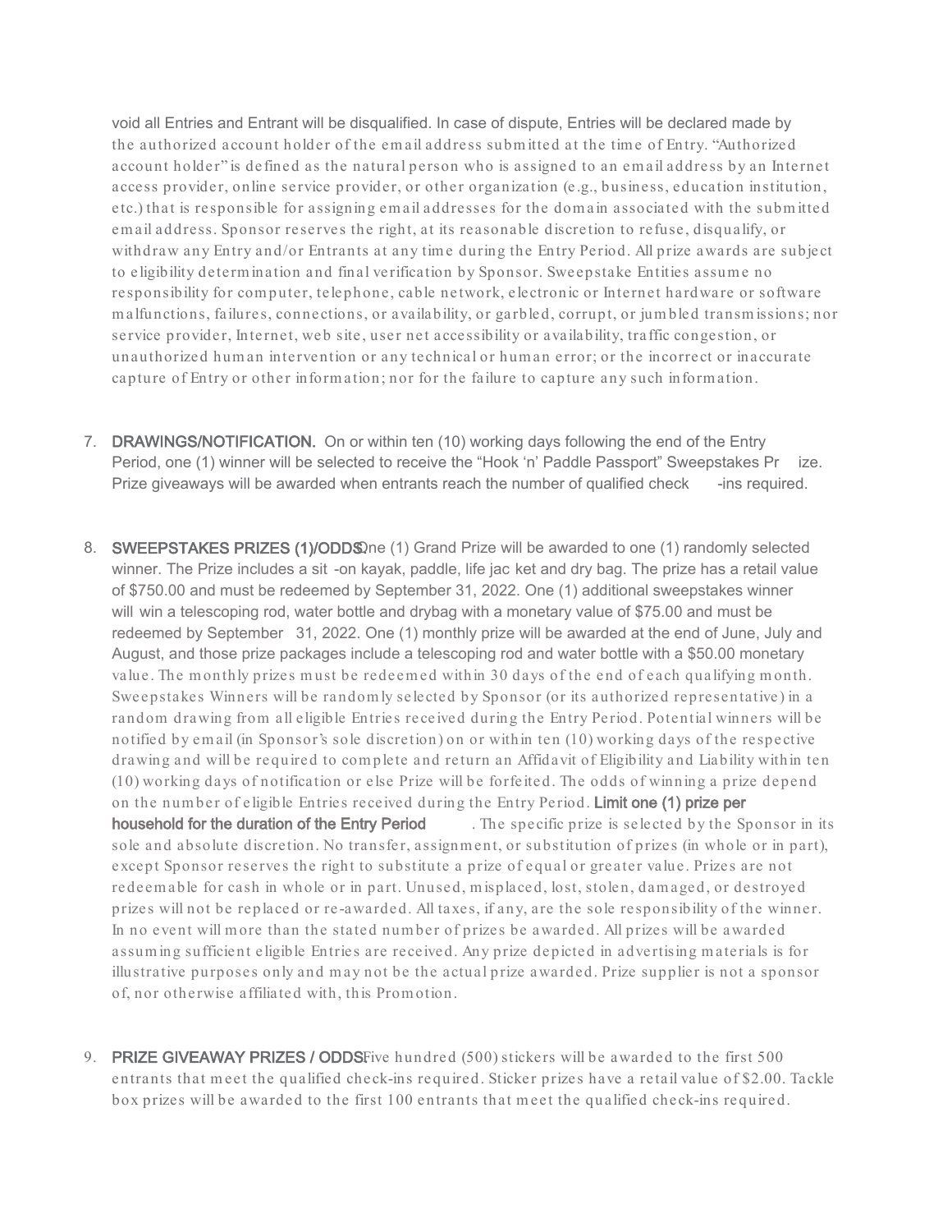void all Entries and Entrant will be disqualified. In case of dispute, Entries will be declared made by the authorized account holder of the email address submitted at the time of Entry. "Authorized account holder" is defined as the natural person who is assigned to an email address by an Internet access provider, online service provider, or other organization (e.g., business, education institution, etc.) that is responsible for assigning email addresses for the domain associated with the submitted email address. Sponsor reserves the right, at its reasonable discretion to refuse, disqualify, or withdraw any Entry and/or Entrants at any time during the Entry Period. All prize awards are subject to eligibility determination and final verification by Sponsor. Sweepstake Entities assume no responsibility for computer, telephone, cable network, electronic or Internet hardware or software malfunctions, failures, connections, or availability, or garbled, corrupt, or jumbled transmissions; nor service provider, Internet, web site, user net accessibility or availability, traffic congestion, or unauthorized human intervention or any technical or human error; or the incorrect or inaccurate capture of Entry or other information; nor for the failure to capture any such information.

7. **DRAWINGS/NOTIFICATION.** On or within ten (10) working days following the end of the Entry Period, one (1) winner will be selected to receive the "Hook 'n' Paddle Passport" Sweepstakes Prize. Prize giveaways will be awarded when entrants reach the number of qualified check-ins required.

8. **SWEEPSTAKES PRIZES (1)/ODDS.** One (1) Grand Prize will be awarded to one (1) randomly selected winner. The Prize includes a sit-on kayak, paddle, life jacket and dry bag. The prize has a retail value of $750.00 and must be redeemed by September 31, 2022. One (1) additional sweepstakes winner will win a telescoping rod, water bottle and drybag with a monetary value of $75.00 and must be redeemed by September 31, 2022. One (1) monthly prize will be awarded at the end of June, July and August, and those prize packages include a telescoping rod and water bottle with a $50.00 monetary value. The monthly prizes must be redeemed within 30 days of the end of each qualifying month. Sweepstakes Winners will be randomly selected by Sponsor (or its authorized representative) in a random drawing from all eligible Entries received during the Entry Period. Potential winners will be notified by email (in Sponsor's sole discretion) on or within ten (10) working days of the respective drawing and will be required to complete and return an Affidavit of Eligibility and Liability within ten (10) working days of notification or else Prize will be forfeited. The odds of winning a prize depend on the number of eligible Entries received during the Entry Period. **Limit one (1) prize per household for the duration of the Entry Period**. The specific prize is selected by the Sponsor in its sole and absolute discretion. No transfer, assignment, or substitution of prizes (in whole or in part), except Sponsor reserves the right to substitute a prize of equal or greater value. Prizes are not redeemable for cash in whole or in part. Unused, misplaced, lost, stolen, damaged, or destroyed prizes will not be replaced or re-awarded. All taxes, if any, are the sole responsibility of the winner. In no event will more than the stated number of prizes be awarded. All prizes will be awarded assuming sufficient eligible Entries are received. Any prize depicted in advertising materials is for illustrative purposes only and may not be the actual prize awarded. Prize supplier is not a sponsor of, nor otherwise affiliated with, this Promotion.

9. **PRIZE GIVEAWAY PRIZES / ODDS.** Five hundred (500) stickers will be awarded to the first 500 entrants that meet the qualified check-ins required. Sticker prizes have a retail value of $2.00. Tackle box prizes will be awarded to the first 100 entrants that meet the qualified check-ins required.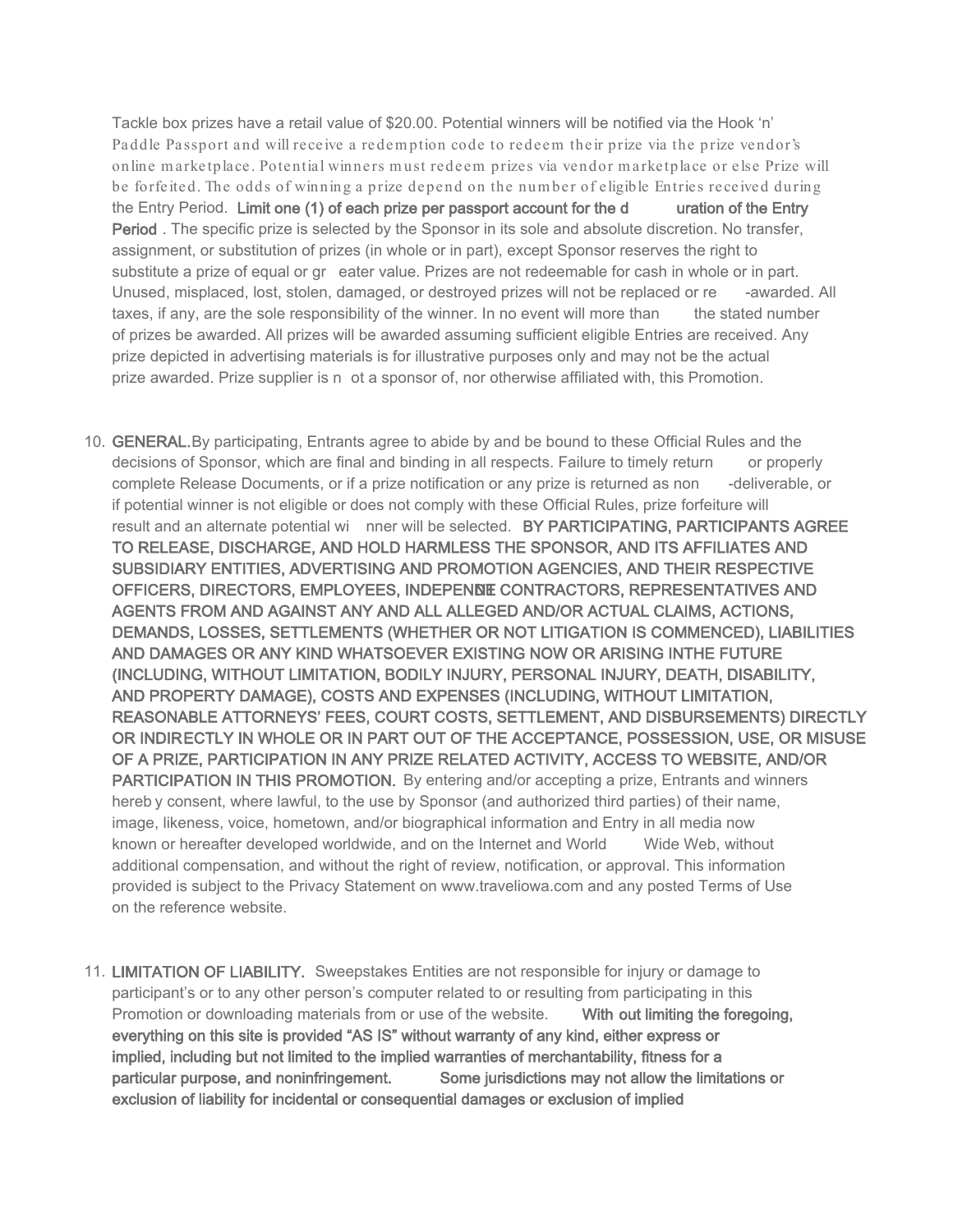Tackle box prizes have a retail value of $20.00. Potential winners will be notified via the Hook 'n' Paddle Passport and will receive a redemption code to redeem their prize via the prize vendor's online marketplace. Potential winners must redeem prizes via vendor marketplace or else Prize will be forfeited. The odds of winning a prize depend on the number of eligible Entries received during the Entry Period. **Limit one (1) of each prize per passport account for the duration of the Entry Period**. The specific prize is selected by the Sponsor in its sole and absolute discretion. No transfer, assignment, or substitution of prizes (in whole or in part), except Sponsor reserves the right to substitute a prize of equal or greater value. Prizes are not redeemable for cash in whole or in part. Unused, misplaced, lost, stolen, damaged, or destroyed prizes will not be replaced or re-awarded. All taxes, if any, are the sole responsibility of the winner. In no event will more than the stated number of prizes be awarded. All prizes will be awarded assuming sufficient eligible Entries are received. Any prize depicted in advertising materials is for illustrative purposes only and may not be the actual prize awarded. Prize supplier is not a sponsor of, nor otherwise affiliated with, this Promotion.

10. **GENERAL.** By participating, Entrants agree to abide by and be bound to these Official Rules and the decisions of Sponsor, which are final and binding in all respects. Failure to timely return or properly complete Release Documents, or if a prize notification or any prize is returned as non-deliverable, or if potential winner is not eligible or does not comply with these Official Rules, prize forfeiture will result and an alternate potential winner will be selected. **BY PARTICIPATING, PARTICIPANTS AGREE TO RELEASE, DISCHARGE, AND HOLD HARMLESS THE SPONSOR, AND ITS AFFILIATES AND SUBSIDIARY ENTITIES, ADVERTISING AND PROMOTION AGENCIES, AND THEIR RESPECTIVE OFFICERS, DIRECTORS, EMPLOYEES, INDEPENDENT CONTRACTORS, REPRESENTATIVES AND AGENTS FROM AND AGAINST ANY AND ALL ALLEGED AND/OR ACTUAL CLAIMS, ACTIONS, DEMANDS, LOSSES, SETTLEMENTS (WHETHER OR NOT LITIGATION IS COMMENCED), LIABILITIES AND DAMAGES OR ANY KIND WHATSOEVER EXISTING NOW OR ARISING INTHE FUTURE (INCLUDING, WITHOUT LIMITATION, BODILY INJURY, PERSONAL INJURY, DEATH, DISABILITY, AND PROPERTY DAMAGE), COSTS AND EXPENSES (INCLUDING, WITHOUT LIMITATION, REASONABLE ATTORNEYS' FEES, COURT COSTS, SETTLEMENT, AND DISBURSEMENTS) DIRECTLY OR INDIRECTLY IN WHOLE OR IN PART OUT OF THE ACCEPTANCE, POSSESSION, USE, OR MISUSE OF A PRIZE, PARTICIPATION IN ANY PRIZE RELATED ACTIVITY, ACCESS TO WEBSITE, AND/OR PARTICIPATION IN THIS PROMOTION.** By entering and/or accepting a prize, Entrants and winners hereby consent, where lawful, to the use by Sponsor (and authorized third parties) of their name, image, likeness, voice, hometown, and/or biographical information and Entry in all media now known or hereafter developed worldwide, and on the Internet and World Wide Web, without additional compensation, and without the right of review, notification, or approval. This information provided is subject to the Privacy Statement on www.traveliowa.com and any posted Terms of Use on the reference website.

11. **LIMITATION OF LIABILITY.** Sweepstakes Entities are not responsible for injury or damage to participant's or to any other person's computer related to or resulting from participating in this Promotion or downloading materials from or use of the website. **Without limiting the foregoing, everything on this site is provided "AS IS" without warranty of any kind, either express or implied, including but not limited to the implied warranties of merchantability, fitness for a particular purpose, and noninfringement. Some jurisdictions may not allow the limitations or exclusion of liability for incidental or consequential damages or exclusion of implied**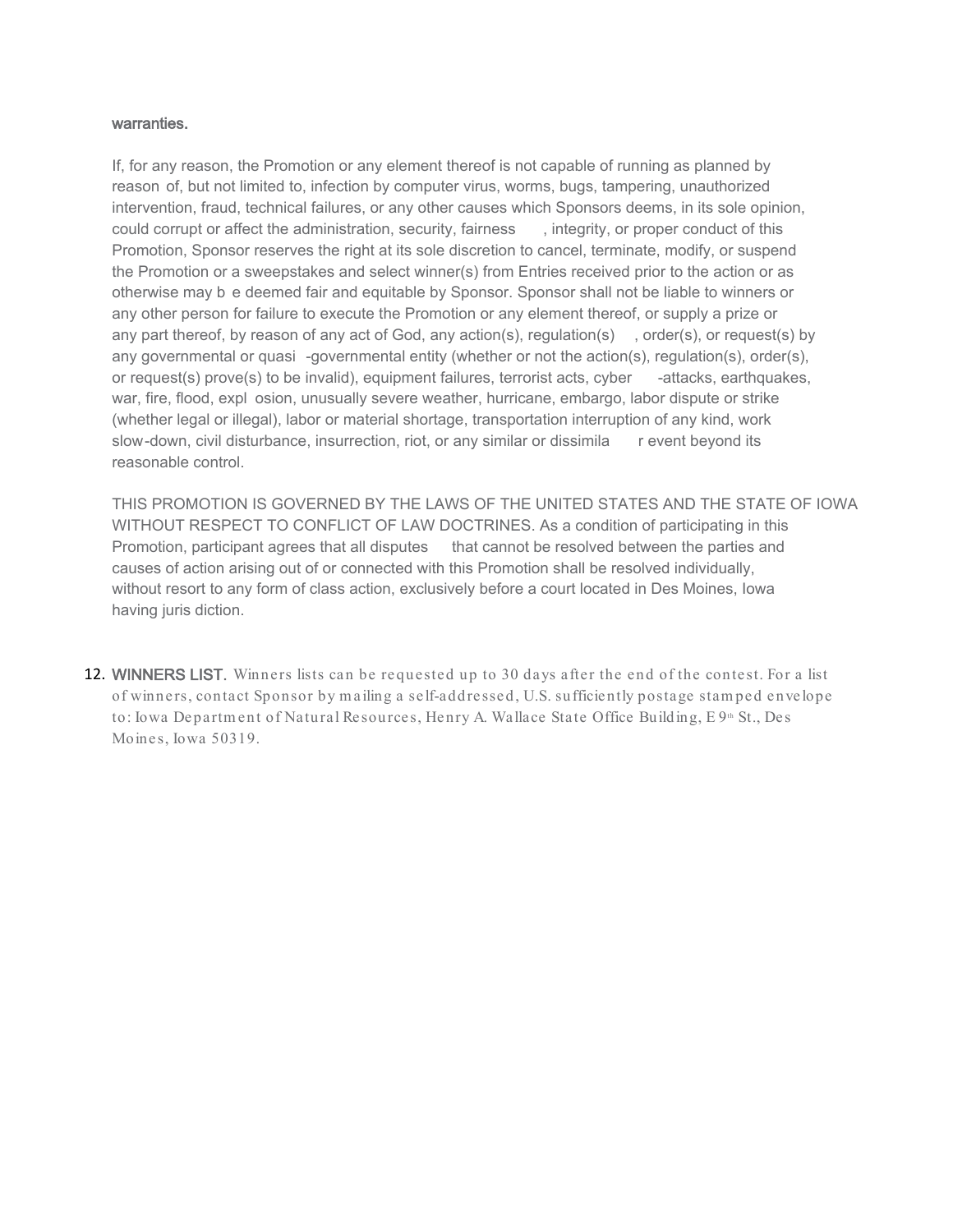**warranties.**

If, for any reason, the Promotion or any element thereof is not capable of running as planned by reason of, but not limited to, infection by computer virus, worms, bugs, tampering, unauthorized intervention, fraud, technical failures, or any other causes which Sponsors deems, in its sole opinion, could corrupt or affect the administration, security, fairness, integrity, or proper conduct of this Promotion, Sponsor reserves the right at its sole discretion to cancel, terminate, modify, or suspend the Promotion or a sweepstakes and select winner(s) from Entries received prior to the action or as otherwise may be deemed fair and equitable by Sponsor. Sponsor shall not be liable to winners or any other person for failure to execute the Promotion or any element thereof, or supply a prize or any part thereof, by reason of any act of God, any action(s), regulation(s), order(s), or request(s) by any governmental or quasi-governmental entity (whether or not the action(s), regulation(s), order(s), or request(s) prove(s) to be invalid), equipment failures, terrorist acts, cyber-attacks, earthquakes, war, fire, flood, explosion, unusually severe weather, hurricane, embargo, labor dispute or strike (whether legal or illegal), labor or material shortage, transportation interruption of any kind, work slow-down, civil disturbance, insurrection, riot, or any similar or dissimilar event beyond its reasonable control.

THIS PROMOTION IS GOVERNED BY THE LAWS OF THE UNITED STATES AND THE STATE OF IOWA WITHOUT RESPECT TO CONFLICT OF LAW DOCTRINES. As a condition of participating in this Promotion, participant agrees that all disputes that cannot be resolved between the parties and causes of action arising out of or connected with this Promotion shall be resolved individually, without resort to any form of class action, exclusively before a court located in Des Moines, Iowa having jurisdiction.

12. **WINNERS LIST.** Winners lists can be requested up to 30 days after the end of the contest. For a list of winners, contact Sponsor by mailing a self-addressed, U.S. sufficiently postage stamped envelope to: Iowa Department of Natural Resources, Henry A. Wallace State Office Building, E 9th St., Des Moines, Iowa 50319.